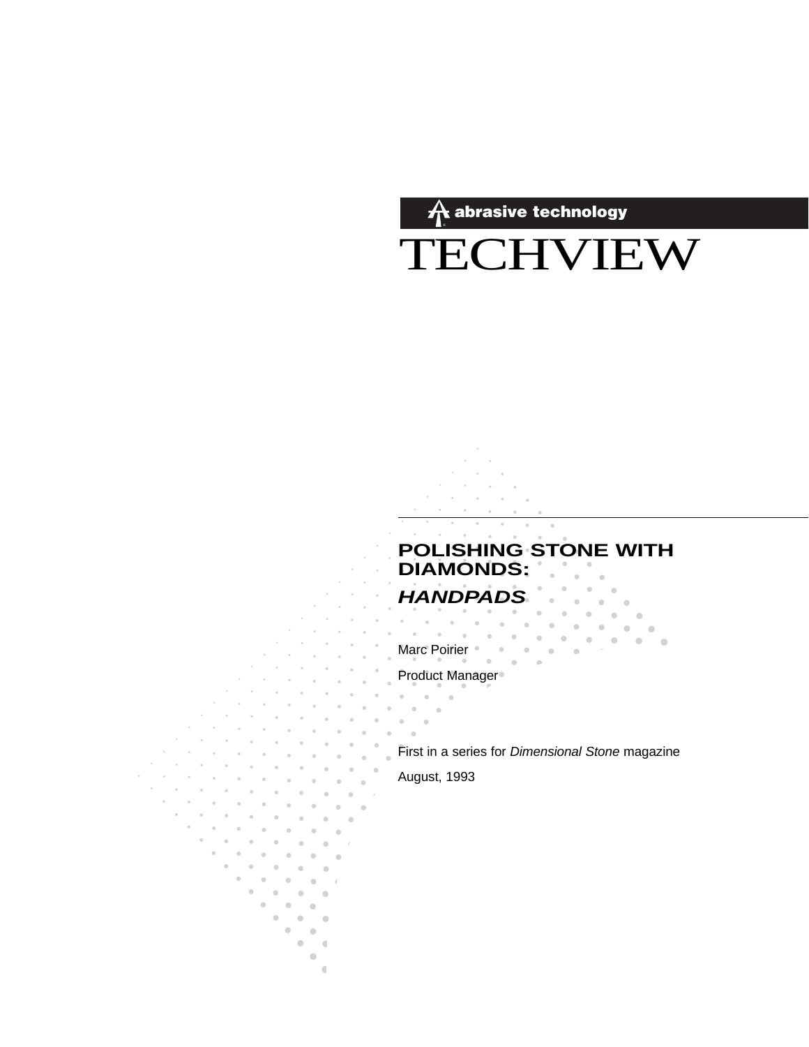abrasive technology

# TECHVIEW

---

## POLISHING STONE WITH DIAMONDS:

## *HANDPADS*

Marc Poirier

Product Manager

First in a series for *Dimensional Stone* magazine

August, 1993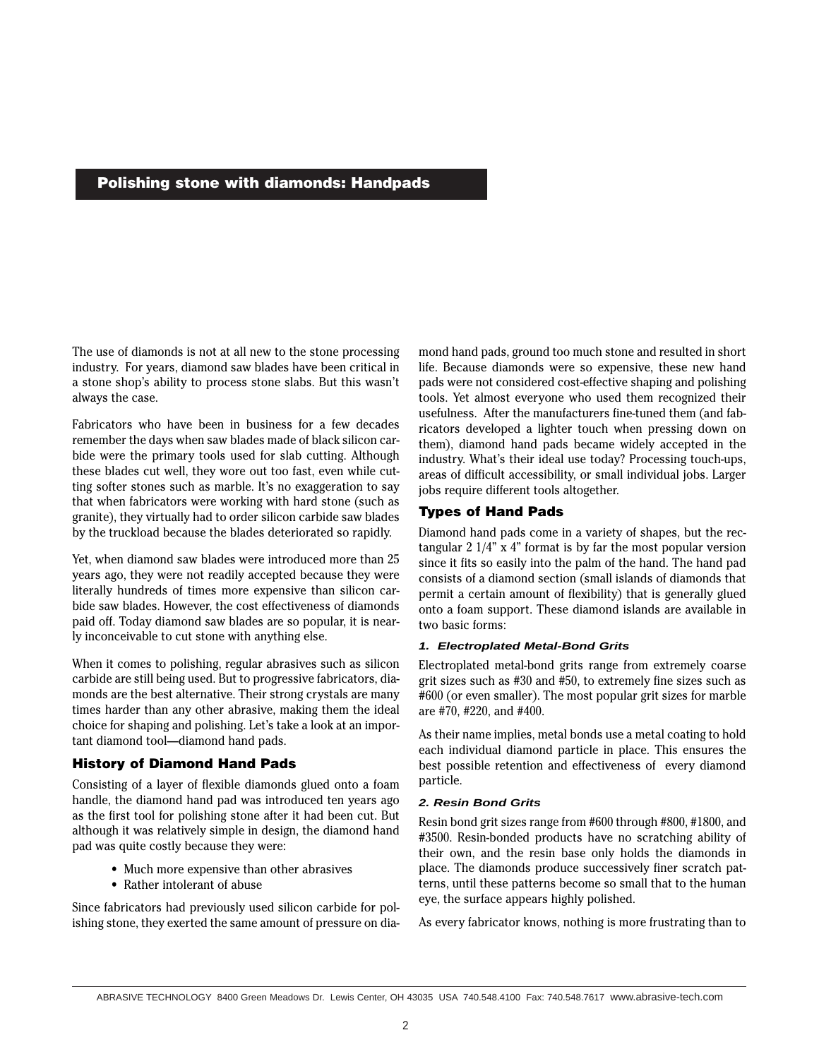# Polishing stone with diamonds: Handpads

The use of diamonds is not at all new to the stone processing industry. For years, diamond saw blades have been critical in a stone shop's ability to process stone slabs. But this wasn't always the case.

Fabricators who have been in business for a few decades remember the days when saw blades made of black silicon carbide were the primary tools used for slab cutting. Although these blades cut well, they wore out too fast, even while cutting softer stones such as marble. It's no exaggeration to say that when fabricators were working with hard stone (such as granite), they virtually had to order silicon carbide saw blades by the truckload because the blades deteriorated so rapidly.

Yet, when diamond saw blades were introduced more than 25 years ago, they were not readily accepted because they were literally hundreds of times more expensive than silicon carbide saw blades. However, the cost effectiveness of diamonds paid off. Today diamond saw blades are so popular, it is nearly inconceivable to cut stone with anything else.

When it comes to polishing, regular abrasives such as silicon carbide are still being used. But to progressive fabricators, diamonds are the best alternative. Their strong crystals are many times harder than any other abrasive, making them the ideal choice for shaping and polishing. Let's take a look at an important diamond tool—diamond hand pads.

## History of Diamond Hand Pads

Consisting of a layer of flexible diamonds glued onto a foam handle, the diamond hand pad was introduced ten years ago as the first tool for polishing stone after it had been cut. But although it was relatively simple in design, the diamond hand pad was quite costly because they were:

- Much more expensive than other abrasives
- Rather intolerant of abuse

Since fabricators had previously used silicon carbide for polishing stone, they exerted the same amount of pressure on diamond hand pads, ground too much stone and resulted in short life. Because diamonds were so expensive, these new hand pads were not considered cost-effective shaping and polishing tools. Yet almost everyone who used them recognized their usefulness. After the manufacturers fine-tuned them (and fabricators developed a lighter touch when pressing down on them), diamond hand pads became widely accepted in the industry. What's their ideal use today? Processing touch-ups, areas of difficult accessibility, or small individual jobs. Larger jobs require different tools altogether.

## Types of Hand Pads

Diamond hand pads come in a variety of shapes, but the rectangular 2 1/4" x 4" format is by far the most popular version since it fits so easily into the palm of the hand. The hand pad consists of a diamond section (small islands of diamonds that permit a certain amount of flexibility) that is generally glued onto a foam support. These diamond islands are available in two basic forms:

### *1. Electroplated Metal-Bond Grits*

Electroplated metal-bond grits range from extremely coarse grit sizes such as #30 and #50, to extremely fine sizes such as #600 (or even smaller). The most popular grit sizes for marble are #70, #220, and #400.

As their name implies, metal bonds use a metal coating to hold each individual diamond particle in place. This ensures the best possible retention and effectiveness of every diamond particle.

### *2. Resin Bond Grits*

Resin bond grit sizes range from #600 through #800, #1800, and #3500. Resin-bonded products have no scratching ability of their own, and the resin base only holds the diamonds in place. The diamonds produce successively finer scratch patterns, until these patterns become so small that to the human eye, the surface appears highly polished.

As every fabricator knows, nothing is more frustrating than to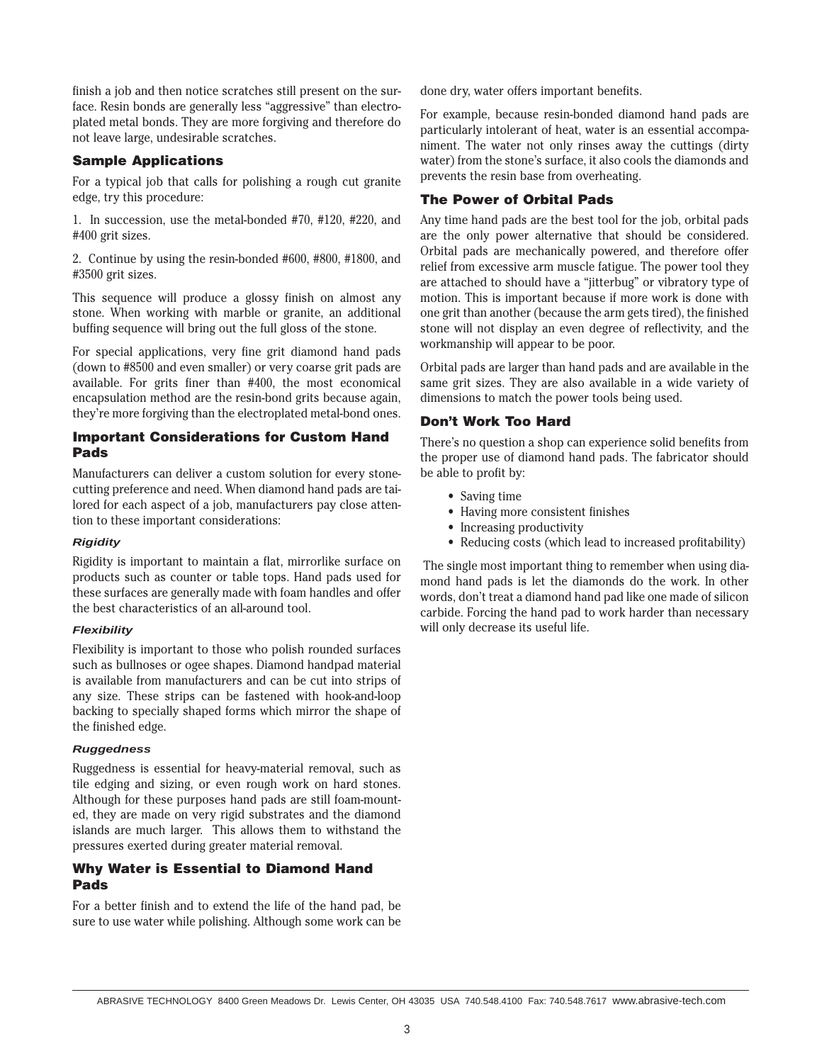finish a job and then notice scratches still present on the surface. Resin bonds are generally less "aggressive" than electroplated metal bonds. They are more forgiving and therefore do not leave large, undesirable scratches.

## Sample Applications

For a typical job that calls for polishing a rough cut granite edge, try this procedure:

1. In succession, use the metal-bonded #70, #120, #220, and #400 grit sizes.

2. Continue by using the resin-bonded #600, #800, #1800, and #3500 grit sizes.

This sequence will produce a glossy finish on almost any stone. When working with marble or granite, an additional buffing sequence will bring out the full gloss of the stone.

For special applications, very fine grit diamond hand pads (down to #8500 and even smaller) or very coarse grit pads are available. For grits finer than #400, the most economical encapsulation method are the resin-bond grits because again, they're more forgiving than the electroplated metal-bond ones.

## Important Considerations for Custom Hand Pads

Manufacturers can deliver a custom solution for every stone-cutting preference and need. When diamond hand pads are tailored for each aspect of a job, manufacturers pay close attention to these important considerations:

### *Rigidity*

Rigidity is important to maintain a flat, mirrorlike surface on products such as counter or table tops. Hand pads used for these surfaces are generally made with foam handles and offer the best characteristics of an all-around tool.

### *Flexibility*

Flexibility is important to those who polish rounded surfaces such as bullnoses or ogee shapes. Diamond handpad material is available from manufacturers and can be cut into strips of any size. These strips can be fastened with hook-and-loop backing to specially shaped forms which mirror the shape of the finished edge.

### *Ruggedness*

Ruggedness is essential for heavy-material removal, such as tile edging and sizing, or even rough work on hard stones. Although for these purposes hand pads are still foam-mounted, they are made on very rigid substrates and the diamond islands are much larger. This allows them to withstand the pressures exerted during greater material removal.

## Why Water is Essential to Diamond Hand Pads

For a better finish and to extend the life of the hand pad, be sure to use water while polishing. Although some work can be done dry, water offers important benefits.

For example, because resin-bonded diamond hand pads are particularly intolerant of heat, water is an essential accompaniment. The water not only rinses away the cuttings (dirty water) from the stone's surface, it also cools the diamonds and prevents the resin base from overheating.

## The Power of Orbital Pads

Any time hand pads are the best tool for the job, orbital pads are the only power alternative that should be considered. Orbital pads are mechanically powered, and therefore offer relief from excessive arm muscle fatigue. The power tool they are attached to should have a "jitterbug" or vibratory type of motion. This is important because if more work is done with one grit than another (because the arm gets tired), the finished stone will not display an even degree of reflectivity, and the workmanship will appear to be poor.

Orbital pads are larger than hand pads and are available in the same grit sizes. They are also available in a wide variety of dimensions to match the power tools being used.

## Don't Work Too Hard

There's no question a shop can experience solid benefits from the proper use of diamond hand pads. The fabricator should be able to profit by:

- Saving time
- Having more consistent finishes
- Increasing productivity
- Reducing costs (which lead to increased profitability)

The single most important thing to remember when using diamond hand pads is let the diamonds do the work. In other words, don't treat a diamond hand pad like one made of silicon carbide. Forcing the hand pad to work harder than necessary will only decrease its useful life.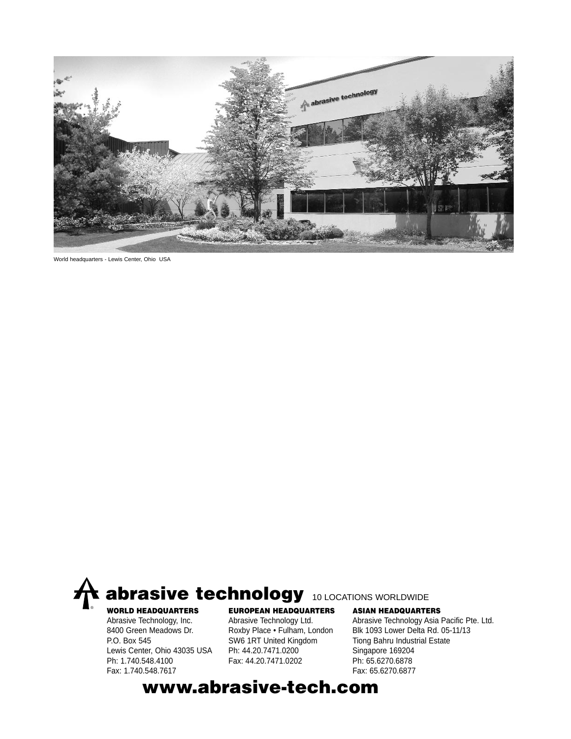World headquarters - Lewis Center, Ohio USA

**abrasive technology** 10 LOCATIONS WORLDWIDE

**WORLD HEADQUARTERS**
Abrasive Technology, Inc.
8400 Green Meadows Dr.
P.O. Box 545
Lewis Center, Ohio 43035 USA
Ph: 1.740.548.4100
Fax: 1.740.548.7617

**EUROPEAN HEADQUARTERS**
Abrasive Technology Ltd.
Roxby Place • Fulham, London
SW6 1RT United Kingdom
Ph: 44.20.7471.0200
Fax: 44.20.7471.0202

**ASIAN HEADQUARTERS**
Abrasive Technology Asia Pacific Pte. Ltd.
Blk 1093 Lower Delta Rd. 05-11/13
Tiong Bahru Industrial Estate
Singapore 169204
Ph: 65.6270.6878
Fax: 65.6270.6877

**www.abrasive-tech.com**